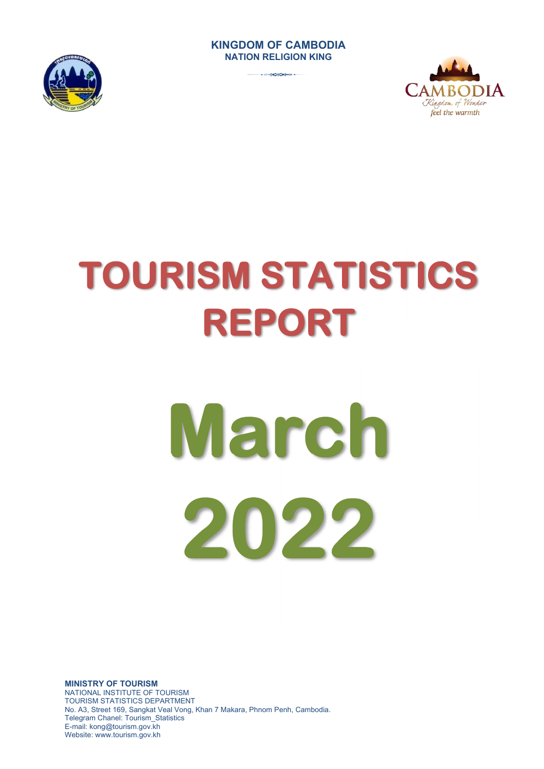**KINGDOM OF CAMBODIA**
**NATION RELIGION KING**

CAMBODIA
Kingdom of Wonder
feel the warmth

# TOURISM STATISTICS REPORT

# March 2022

**MINISTRY OF TOURISM**
NATIONAL INSTITUTE OF TOURISM
TOURISM STATISTICS DEPARTMENT
No. A3, Street 169, Sangkat Veal Vong, Khan 7 Makara, Phnom Penh, Cambodia.
Telegram Chanel: Tourism_Statistics
E-mail: kong@tourism.gov.kh
Website: www.tourism.gov.kh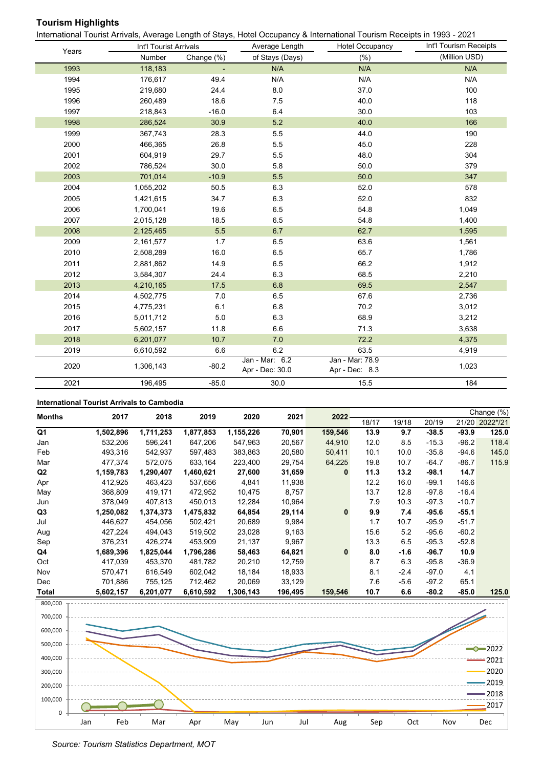## Tourism Highlights

International Tourist Arrivals, Average Length of Stays, Hotel Occupancy & International Tourism Receipts in 1993 - 2021

| Years | Int'l Tourist Arrivals | | Average Length | Hotel Occupancy | Int'l Tourism Receipts |
|---|---|---|---|---|---|
| | Number | Change (%) | of Stays (Days) | (%) | (Million USD) |
| 1993 | 118,183 | - | N/A | N/A | N/A |
| 1994 | 176,617 | 49.4 | N/A | N/A | N/A |
| 1995 | 219,680 | 24.4 | 8.0 | 37.0 | 100 |
| 1996 | 260,489 | 18.6 | 7.5 | 40.0 | 118 |
| 1997 | 218,843 | -16.0 | 6.4 | 30.0 | 103 |
| 1998 | 286,524 | 30.9 | 5.2 | 40.0 | 166 |
| 1999 | 367,743 | 28.3 | 5.5 | 44.0 | 190 |
| 2000 | 466,365 | 26.8 | 5.5 | 45.0 | 228 |
| 2001 | 604,919 | 29.7 | 5.5 | 48.0 | 304 |
| 2002 | 786,524 | 30.0 | 5.8 | 50.0 | 379 |
| 2003 | 701,014 | -10.9 | 5.5 | 50.0 | 347 |
| 2004 | 1,055,202 | 50.5 | 6.3 | 52.0 | 578 |
| 2005 | 1,421,615 | 34.7 | 6.3 | 52.0 | 832 |
| 2006 | 1,700,041 | 19.6 | 6.5 | 54.8 | 1,049 |
| 2007 | 2,015,128 | 18.5 | 6.5 | 54.8 | 1,400 |
| 2008 | 2,125,465 | 5.5 | 6.7 | 62.7 | 1,595 |
| 2009 | 2,161,577 | 1.7 | 6.5 | 63.6 | 1,561 |
| 2010 | 2,508,289 | 16.0 | 6.5 | 65.7 | 1,786 |
| 2011 | 2,881,862 | 14.9 | 6.5 | 66.2 | 1,912 |
| 2012 | 3,584,307 | 24.4 | 6.3 | 68.5 | 2,210 |
| 2013 | 4,210,165 | 17.5 | 6.8 | 69.5 | 2,547 |
| 2014 | 4,502,775 | 7.0 | 6.5 | 67.6 | 2,736 |
| 2015 | 4,775,231 | 6.1 | 6.8 | 70.2 | 3,012 |
| 2016 | 5,011,712 | 5.0 | 6.3 | 68.9 | 3,212 |
| 2017 | 5,602,157 | 11.8 | 6.6 | 71.3 | 3,638 |
| 2018 | 6,201,077 | 10.7 | 7.0 | 72.2 | 4,375 |
| 2019 | 6,610,592 | 6.6 | 6.2 | 63.5 | 4,919 |
| 2020 | 1,306,143 | -80.2 | Jan - Mar: 6.2<br>Apr - Dec: 30.0 | Jan - Mar: 78.9<br>Apr - Dec: 8.3 | 1,023 |
| 2021 | 196,495 | -85.0 | 30.0 | 15.5 | 184 |

### International Tourist Arrivals to Cambodia

| Months | 2017 | 2018 | 2019 | 2020 | 2021 | 2022 | Change (%) | | | | |
|---|---|---|---|---|---|---|---|---|---|---|---|
| | | | | | | | 18/17 | 19/18 | 20/19 | 21/20 | 2022*/21 |
| **Q1** | **1,502,896** | **1,711,253** | **1,877,853** | **1,155,226** | **70,901** | **159,546** | **13.9** | **9.7** | **-38.5** | **-93.9** | **125.0** |
| Jan | 532,206 | 596,241 | 647,206 | 547,963 | 20,567 | 44,910 | 12.0 | 8.5 | -15.3 | -96.2 | 118.4 |
| Feb | 493,316 | 542,937 | 597,483 | 383,863 | 20,580 | 50,411 | 10.1 | 10.0 | -35.8 | -94.6 | 145.0 |
| Mar | 477,374 | 572,075 | 633,164 | 223,400 | 29,754 | 64,225 | 19.8 | 10.7 | -64.7 | -86.7 | 115.9 |
| **Q2** | **1,159,783** | **1,290,407** | **1,460,621** | **27,600** | **31,659** | **0** | **11.3** | **13.2** | **-98.1** | **14.7** | |
| Apr | 412,925 | 463,423 | 537,656 | 4,841 | 11,938 | | 12.2 | 16.0 | -99.1 | 146.6 | |
| May | 368,809 | 419,171 | 472,952 | 10,475 | 8,757 | | 13.7 | 12.8 | -97.8 | -16.4 | |
| Jun | 378,049 | 407,813 | 450,013 | 12,284 | 10,964 | | 7.9 | 10.3 | -97.3 | -10.7 | |
| **Q3** | **1,250,082** | **1,374,373** | **1,475,832** | **64,854** | **29,114** | **0** | **9.9** | **7.4** | **-95.6** | **-55.1** | |
| Jul | 446,627 | 454,056 | 502,421 | 20,689 | 9,984 | | 1.7 | 10.7 | -95.9 | -51.7 | |
| Aug | 427,224 | 494,043 | 519,502 | 23,028 | 9,163 | | 15.6 | 5.2 | -95.6 | -60.2 | |
| Sep | 376,231 | 426,274 | 453,909 | 21,137 | 9,967 | | 13.3 | 6.5 | -95.3 | -52.8 | |
| **Q4** | **1,689,396** | **1,825,044** | **1,796,286** | **58,463** | **64,821** | **0** | **8.0** | **-1.6** | **-96.7** | **10.9** | |
| Oct | 417,039 | 453,370 | 481,782 | 20,210 | 12,759 | | 8.7 | 6.3 | -95.8 | -36.9 | |
| Nov | 570,471 | 616,549 | 602,042 | 18,184 | 18,933 | | 8.1 | -2.4 | -97.0 | 4.1 | |
| Dec | 701,886 | 755,125 | 712,462 | 20,069 | 33,129 | | 7.6 | -5.6 | -97.2 | 65.1 | |
| **Total** | **5,602,157** | **6,201,077** | **6,610,592** | **1,306,143** | **196,495** | **159,546** | **10.7** | **6.6** | **-80.2** | **-85.0** | **125.0** |

*Source: Tourism Statistics Department, MOT*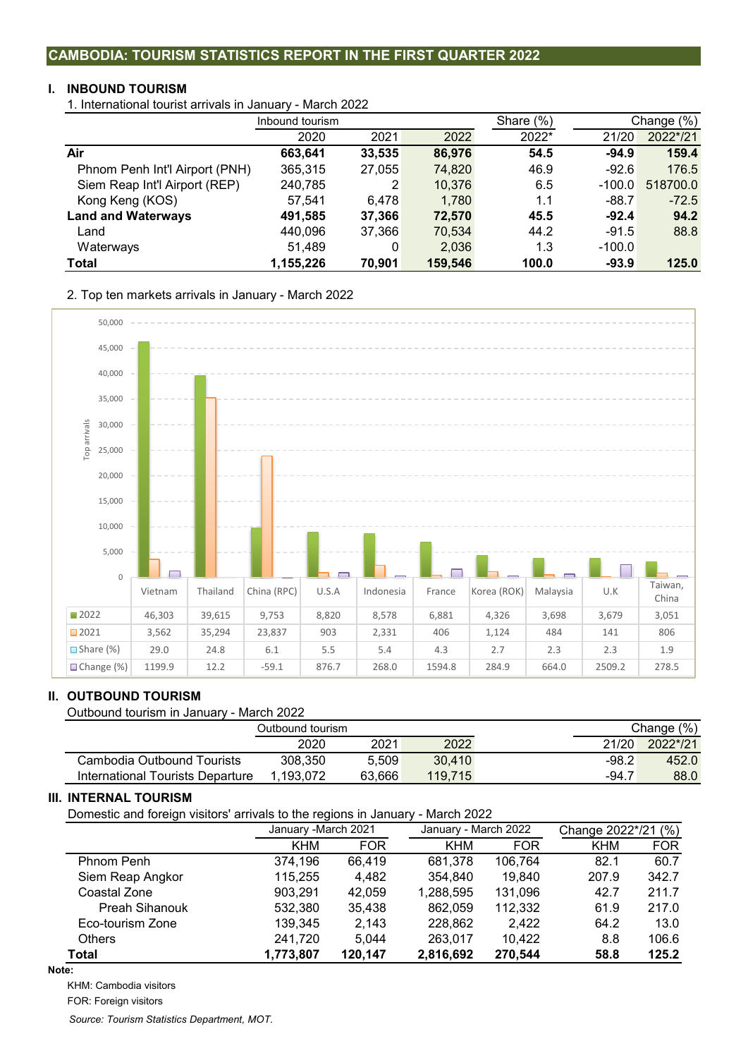## CAMBODIA: TOURISM STATISTICS REPORT IN THE FIRST QUARTER 2022

### I. INBOUND TOURISM

1. International tourist arrivals in January - March 2022

| | Inbound tourism | | | Share (%) | Change (%) | |
|---|---|---|---|---|---|---|
| | 2020 | 2021 | 2022 | 2022* | 21/20 | 2022*/21 |
| **Air** | **663,641** | **33,535** | **86,976** | **54.5** | **-94.9** | **159.4** |
| Phnom Penh Int'l Airport (PNH) | 365,315 | 27,055 | 74,820 | 46.9 | -92.6 | 176.5 |
| Siem Reap Int'l Airport (REP) | 240,785 | 2 | 10,376 | 6.5 | -100.0 | 518700.0 |
| Kong Keng (KOS) | 57,541 | 6,478 | 1,780 | 1.1 | -88.7 | -72.5 |
| **Land and Waterways** | **491,585** | **37,366** | **72,570** | **45.5** | **-92.4** | **94.2** |
| Land | 440,096 | 37,366 | 70,534 | 44.2 | -91.5 | 88.8 |
| Waterways | 51,489 | 0 | 2,036 | 1.3 | -100.0 | |
| **Total** | **1,155,226** | **70,901** | **159,546** | **100.0** | **-93.9** | **125.0** |

2. Top ten markets arrivals in January - March 2022

| | Vietnam | Thailand | China (RPC) | U.S.A | Indonesia | France | Korea (ROK) | Malaysia | U.K | Taiwan, China |
|---|---|---|---|---|---|---|---|---|---|---|
| 2022 | 46,303 | 39,615 | 9,753 | 8,820 | 8,578 | 6,881 | 4,326 | 3,698 | 3,679 | 3,051 |
| 2021 | 3,562 | 35,294 | 23,837 | 903 | 2,331 | 406 | 1,124 | 484 | 141 | 806 |
| Share (%) | 29.0 | 24.8 | 6.1 | 5.5 | 5.4 | 4.3 | 2.7 | 2.3 | 2.3 | 1.9 |
| Change (%) | 1199.9 | 12.2 | -59.1 | 876.7 | 268.0 | 1594.8 | 284.9 | 664.0 | 2509.2 | 278.5 |

### II. OUTBOUND TOURISM

Outbound tourism in January - March 2022

| | Outbound tourism | | | Change (%) | |
|---|---|---|---|---|---|
| | 2020 | 2021 | 2022 | 21/20 | 2022*/21 |
| Cambodia Outbound Tourists | 308,350 | 5,509 | 30,410 | -98.2 | 452.0 |
| International Tourists Departure | 1,193,072 | 63,666 | 119,715 | -94.7 | 88.0 |

### III. INTERNAL TOURISM

Domestic and foreign visitors' arrivals to the regions in January - March 2022

| | January -March 2021 | | January - March 2022 | | Change 2022*/21 (%) | |
|---|---|---|---|---|---|---|
| | KHM | FOR | KHM | FOR | KHM | FOR |
| Phnom Penh | 374,196 | 66,419 | 681,378 | 106,764 | 82.1 | 60.7 |
| Siem Reap Angkor | 115,255 | 4,482 | 354,840 | 19,840 | 207.9 | 342.7 |
| Coastal Zone | 903,291 | 42,059 | 1,288,595 | 131,096 | 42.7 | 211.7 |
| Preah Sihanouk | 532,380 | 35,438 | 862,059 | 112,332 | 61.9 | 217.0 |
| Eco-tourism Zone | 139,345 | 2,143 | 228,862 | 2,422 | 64.2 | 13.0 |
| Others | 241,720 | 5,044 | 263,017 | 10,422 | 8.8 | 106.6 |
| **Total** | **1,773,807** | **120,147** | **2,816,692** | **270,544** | **58.8** | **125.2** |

**Note:**

KHM: Cambodia visitors

FOR: Foreign visitors

*Source: Tourism Statistics Department, MOT.*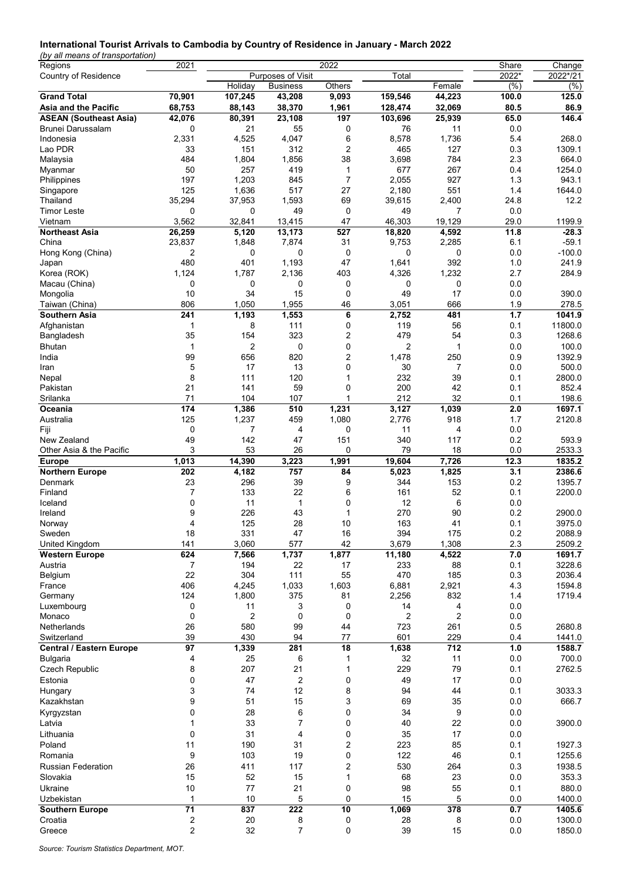**International Tourist Arrivals to Cambodia by Country of Residence in January - March 2022**

*(by all means of transportation)*

| Regions | 2021 | 2022 | | | | | Share | Change |
|---|---|---|---|---|---|---|---|---|
| Country of Residence | | Purposes of Visit | | | Total | | 2022* | 2022*/21 |
| | | Holiday | Business | Others | | Female | (%) | (%) |
| **Grand Total** | **70,901** | **107,245** | **43,208** | **9,093** | **159,546** | **44,223** | **100.0** | **125.0** |
| **Asia and the Pacific** | **68,753** | **88,143** | **38,370** | **1,961** | **128,474** | **32,069** | **80.5** | **86.9** |
| **ASEAN (Southeast Asia)** | **42,076** | **80,391** | **23,108** | **197** | **103,696** | **25,939** | **65.0** | **146.4** |
| Brunei Darussalam | 0 | 21 | 55 | 0 | 76 | 11 | 0.0 | |
| Indonesia | 2,331 | 4,525 | 4,047 | 6 | 8,578 | 1,736 | 5.4 | 268.0 |
| Lao PDR | 33 | 151 | 312 | 2 | 465 | 127 | 0.3 | 1309.1 |
| Malaysia | 484 | 1,804 | 1,856 | 38 | 3,698 | 784 | 2.3 | 664.0 |
| Myanmar | 50 | 257 | 419 | 1 | 677 | 267 | 0.4 | 1254.0 |
| Philippines | 197 | 1,203 | 845 | 7 | 2,055 | 927 | 1.3 | 943.1 |
| Singapore | 125 | 1,636 | 517 | 27 | 2,180 | 551 | 1.4 | 1644.0 |
| Thailand | 35,294 | 37,953 | 1,593 | 69 | 39,615 | 2,400 | 24.8 | 12.2 |
| Timor Leste | 0 | 0 | 49 | 0 | 49 | 7 | 0.0 | |
| Vietnam | 3,562 | 32,841 | 13,415 | 47 | 46,303 | 19,129 | 29.0 | 1199.9 |
| **Northeast Asia** | **26,259** | **5,120** | **13,173** | **527** | **18,820** | **4,592** | **11.8** | **-28.3** |
| China | 23,837 | 1,848 | 7,874 | 31 | 9,753 | 2,285 | 6.1 | -59.1 |
| Hong Kong (China) | 2 | 0 | 0 | 0 | 0 | 0 | 0.0 | -100.0 |
| Japan | 480 | 401 | 1,193 | 47 | 1,641 | 392 | 1.0 | 241.9 |
| Korea (ROK) | 1,124 | 1,787 | 2,136 | 403 | 4,326 | 1,232 | 2.7 | 284.9 |
| Macau (China) | 0 | 0 | 0 | 0 | 0 | 0 | 0.0 | |
| Mongolia | 10 | 34 | 15 | 0 | 49 | 17 | 0.0 | 390.0 |
| Taiwan (China) | 806 | 1,050 | 1,955 | 46 | 3,051 | 666 | 1.9 | 278.5 |
| **Southern Asia** | **241** | **1,193** | **1,553** | **6** | **2,752** | **481** | **1.7** | **1041.9** |
| Afghanistan | 1 | 8 | 111 | 0 | 119 | 56 | 0.1 | 11800.0 |
| Bangladesh | 35 | 154 | 323 | 2 | 479 | 54 | 0.3 | 1268.6 |
| Bhutan | 1 | 2 | 0 | 0 | 2 | 1 | 0.0 | 100.0 |
| India | 99 | 656 | 820 | 2 | 1,478 | 250 | 0.9 | 1392.9 |
| Iran | 5 | 17 | 13 | 0 | 30 | 7 | 0.0 | 500.0 |
| Nepal | 8 | 111 | 120 | 1 | 232 | 39 | 0.1 | 2800.0 |
| Pakistan | 21 | 141 | 59 | 0 | 200 | 42 | 0.1 | 852.4 |
| Srilanka | 71 | 104 | 107 | 1 | 212 | 32 | 0.1 | 198.6 |
| **Oceania** | **174** | **1,386** | **510** | **1,231** | **3,127** | **1,039** | **2.0** | **1697.1** |
| Australia | 125 | 1,237 | 459 | 1,080 | 2,776 | 918 | 1.7 | 2120.8 |
| Fiji | 0 | 7 | 4 | 0 | 11 | 4 | 0.0 | |
| New Zealand | 49 | 142 | 47 | 151 | 340 | 117 | 0.2 | 593.9 |
| Other Asia & the Pacific | 3 | 53 | 26 | 0 | 79 | 18 | 0.0 | 2533.3 |
| **Europe** | **1,013** | **14,390** | **3,223** | **1,991** | **19,604** | **7,726** | **12.3** | **1835.2** |
| **Northern Europe** | **202** | **4,182** | **757** | **84** | **5,023** | **1,825** | **3.1** | **2386.6** |
| Denmark | 23 | 296 | 39 | 9 | 344 | 153 | 0.2 | 1395.7 |
| Finland | 7 | 133 | 22 | 6 | 161 | 52 | 0.1 | 2200.0 |
| Iceland | 0 | 11 | 1 | 0 | 12 | 6 | 0.0 | |
| Ireland | 9 | 226 | 43 | 1 | 270 | 90 | 0.2 | 2900.0 |
| Norway | 4 | 125 | 28 | 10 | 163 | 41 | 0.1 | 3975.0 |
| Sweden | 18 | 331 | 47 | 16 | 394 | 175 | 0.2 | 2088.9 |
| United Kingdom | 141 | 3,060 | 577 | 42 | 3,679 | 1,308 | 2.3 | 2509.2 |
| **Western Europe** | **624** | **7,566** | **1,737** | **1,877** | **11,180** | **4,522** | **7.0** | **1691.7** |
| Austria | 7 | 194 | 22 | 17 | 233 | 88 | 0.1 | 3228.6 |
| Belgium | 22 | 304 | 111 | 55 | 470 | 185 | 0.3 | 2036.4 |
| France | 406 | 4,245 | 1,033 | 1,603 | 6,881 | 2,921 | 4.3 | 1594.8 |
| Germany | 124 | 1,800 | 375 | 81 | 2,256 | 832 | 1.4 | 1719.4 |
| Luxembourg | 0 | 11 | 3 | 0 | 14 | 4 | 0.0 | |
| Monaco | 0 | 2 | 0 | 0 | 2 | 2 | 0.0 | |
| Netherlands | 26 | 580 | 99 | 44 | 723 | 261 | 0.5 | 2680.8 |
| Switzerland | 39 | 430 | 94 | 77 | 601 | 229 | 0.4 | 1441.0 |
| **Central / Eastern Europe** | **97** | **1,339** | **281** | **18** | **1,638** | **712** | **1.0** | **1588.7** |
| Bulgaria | 4 | 25 | 6 | 1 | 32 | 11 | 0.0 | 700.0 |
| Czech Republic | 8 | 207 | 21 | 1 | 229 | 79 | 0.1 | 2762.5 |
| Estonia | 0 | 47 | 2 | 0 | 49 | 17 | 0.0 | |
| Hungary | 3 | 74 | 12 | 8 | 94 | 44 | 0.1 | 3033.3 |
| Kazakhstan | 9 | 51 | 15 | 3 | 69 | 35 | 0.0 | 666.7 |
| Kyrgyzstan | 0 | 28 | 6 | 0 | 34 | 9 | 0.0 | |
| Latvia | 1 | 33 | 7 | 0 | 40 | 22 | 0.0 | 3900.0 |
| Lithuania | 0 | 31 | 4 | 0 | 35 | 17 | 0.0 | |
| Poland | 11 | 190 | 31 | 2 | 223 | 85 | 0.1 | 1927.3 |
| Romania | 9 | 103 | 19 | 0 | 122 | 46 | 0.1 | 1255.6 |
| Russian Federation | 26 | 411 | 117 | 2 | 530 | 264 | 0.3 | 1938.5 |
| Slovakia | 15 | 52 | 15 | 1 | 68 | 23 | 0.0 | 353.3 |
| Ukraine | 10 | 77 | 21 | 0 | 98 | 55 | 0.1 | 880.0 |
| Uzbekistan | 1 | 10 | 5 | 0 | 15 | 5 | 0.0 | 1400.0 |
| **Southern Europe** | **71** | **837** | **222** | **10** | **1,069** | **378** | **0.7** | **1405.6** |
| Croatia | 2 | 20 | 8 | 0 | 28 | 8 | 0.0 | 1300.0 |
| Greece | 2 | 32 | 7 | 0 | 39 | 15 | 0.0 | 1850.0 |

*Source: Tourism Statistics Department, MOT.*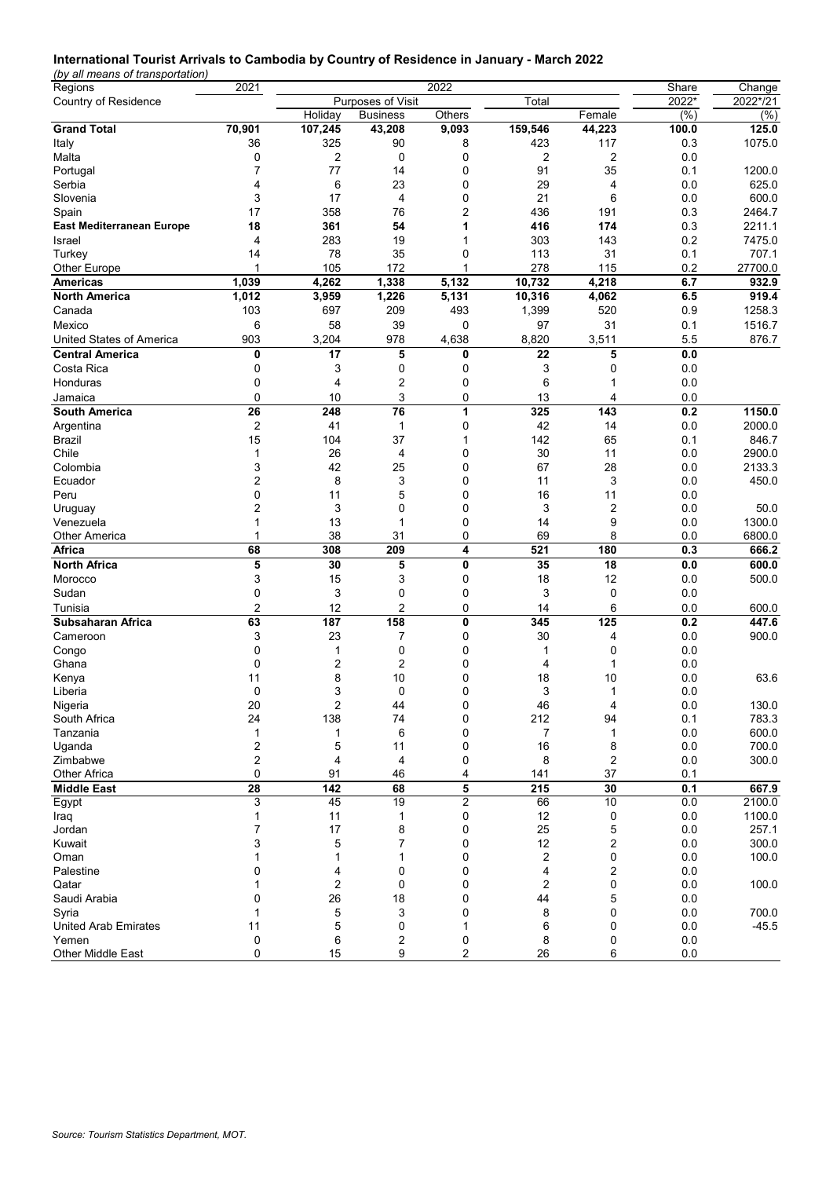**International Tourist Arrivals to Cambodia by Country of Residence in January - March 2022**

*(by all means of transportation)*

| Regions | 2021 | 2022 | | | | | Share | Change |
|---|---|---|---|---|---|---|---|---|
| Country of Residence | | Purposes of Visit | | | Total | | 2022* | 2022*/21 |
| | | Holiday | Business | Others | | Female | (%) | (%) |
| **Grand Total** | **70,901** | **107,245** | **43,208** | **9,093** | **159,546** | **44,223** | **100.0** | **125.0** |
| Italy | 36 | 325 | 90 | 8 | 423 | 117 | 0.3 | 1075.0 |
| Malta | 0 | 2 | 0 | 0 | 2 | 2 | 0.0 | |
| Portugal | 7 | 77 | 14 | 0 | 91 | 35 | 0.1 | 1200.0 |
| Serbia | 4 | 6 | 23 | 0 | 29 | 4 | 0.0 | 625.0 |
| Slovenia | 3 | 17 | 4 | 0 | 21 | 6 | 0.0 | 600.0 |
| Spain | 17 | 358 | 76 | 2 | 436 | 191 | 0.3 | 2464.7 |
| **East Mediterranean Europe** | **18** | **361** | **54** | **1** | **416** | **174** | **0.3** | **2211.1** |
| Israel | 4 | 283 | 19 | 1 | 303 | 143 | 0.2 | 7475.0 |
| Turkey | 14 | 78 | 35 | 0 | 113 | 31 | 0.1 | 707.1 |
| Other Europe | 1 | 105 | 172 | 1 | 278 | 115 | 0.2 | 27700.0 |
| **Americas** | **1,039** | **4,262** | **1,338** | **5,132** | **10,732** | **4,218** | **6.7** | **932.9** |
| **North America** | **1,012** | **3,959** | **1,226** | **5,131** | **10,316** | **4,062** | **6.5** | **919.4** |
| Canada | 103 | 697 | 209 | 493 | 1,399 | 520 | 0.9 | 1258.3 |
| Mexico | 6 | 58 | 39 | 0 | 97 | 31 | 0.1 | 1516.7 |
| United States of America | 903 | 3,204 | 978 | 4,638 | 8,820 | 3,511 | 5.5 | 876.7 |
| **Central America** | **0** | **17** | **5** | **0** | **22** | **5** | **0.0** | |
| Costa Rica | 0 | 3 | 0 | 0 | 3 | 0 | 0.0 | |
| Honduras | 0 | 4 | 2 | 0 | 6 | 1 | 0.0 | |
| Jamaica | 0 | 10 | 3 | 0 | 13 | 4 | 0.0 | |
| **South America** | **26** | **248** | **76** | **1** | **325** | **143** | **0.2** | **1150.0** |
| Argentina | 2 | 41 | 1 | 0 | 42 | 14 | 0.0 | 2000.0 |
| Brazil | 15 | 104 | 37 | 1 | 142 | 65 | 0.1 | 846.7 |
| Chile | 1 | 26 | 4 | 0 | 30 | 11 | 0.0 | 2900.0 |
| Colombia | 3 | 42 | 25 | 0 | 67 | 28 | 0.0 | 2133.3 |
| Ecuador | 2 | 8 | 3 | 0 | 11 | 3 | 0.0 | 450.0 |
| Peru | 0 | 11 | 5 | 0 | 16 | 11 | 0.0 | |
| Uruguay | 2 | 3 | 0 | 0 | 3 | 2 | 0.0 | 50.0 |
| Venezuela | 1 | 13 | 1 | 0 | 14 | 9 | 0.0 | 1300.0 |
| Other America | 1 | 38 | 31 | 0 | 69 | 8 | 0.0 | 6800.0 |
| **Africa** | **68** | **308** | **209** | **4** | **521** | **180** | **0.3** | **666.2** |
| **North Africa** | **5** | **30** | **5** | **0** | **35** | **18** | **0.0** | **600.0** |
| Morocco | 3 | 15 | 3 | 0 | 18 | 12 | 0.0 | 500.0 |
| Sudan | 0 | 3 | 0 | 0 | 3 | 0 | 0.0 | |
| Tunisia | 2 | 12 | 2 | 0 | 14 | 6 | 0.0 | 600.0 |
| **Subsaharan Africa** | **63** | **187** | **158** | **0** | **345** | **125** | **0.2** | **447.6** |
| Cameroon | 3 | 23 | 7 | 0 | 30 | 4 | 0.0 | 900.0 |
| Congo | 0 | 1 | 0 | 0 | 1 | 0 | 0.0 | |
| Ghana | 0 | 2 | 2 | 0 | 4 | 1 | 0.0 | |
| Kenya | 11 | 8 | 10 | 0 | 18 | 10 | 0.0 | 63.6 |
| Liberia | 0 | 3 | 0 | 0 | 3 | 1 | 0.0 | |
| Nigeria | 20 | 2 | 44 | 0 | 46 | 4 | 0.0 | 130.0 |
| South Africa | 24 | 138 | 74 | 0 | 212 | 94 | 0.1 | 783.3 |
| Tanzania | 1 | 1 | 6 | 0 | 7 | 1 | 0.0 | 600.0 |
| Uganda | 2 | 5 | 11 | 0 | 16 | 8 | 0.0 | 700.0 |
| Zimbabwe | 2 | 4 | 4 | 0 | 8 | 2 | 0.0 | 300.0 |
| Other Africa | 0 | 91 | 46 | 4 | 141 | 37 | 0.1 | |
| **Middle East** | **28** | **142** | **68** | **5** | **215** | **30** | **0.1** | **667.9** |
| Egypt | 3 | 45 | 19 | 2 | 66 | 10 | 0.0 | 2100.0 |
| Iraq | 1 | 11 | 1 | 0 | 12 | 0 | 0.0 | 1100.0 |
| Jordan | 7 | 17 | 8 | 0 | 25 | 5 | 0.0 | 257.1 |
| Kuwait | 3 | 5 | 7 | 0 | 12 | 2 | 0.0 | 300.0 |
| Oman | 1 | 1 | 1 | 0 | 2 | 0 | 0.0 | 100.0 |
| Palestine | 0 | 4 | 0 | 0 | 4 | 2 | 0.0 | |
| Qatar | 1 | 2 | 0 | 0 | 2 | 0 | 0.0 | 100.0 |
| Saudi Arabia | 0 | 26 | 18 | 0 | 44 | 5 | 0.0 | |
| Syria | 1 | 5 | 3 | 0 | 8 | 0 | 0.0 | 700.0 |
| United Arab Emirates | 11 | 5 | 0 | 1 | 6 | 0 | 0.0 | -45.5 |
| Yemen | 0 | 6 | 2 | 0 | 8 | 0 | 0.0 | |
| Other Middle East | 0 | 15 | 9 | 2 | 26 | 6 | 0.0 | |

*Source: Tourism Statistics Department, MOT.*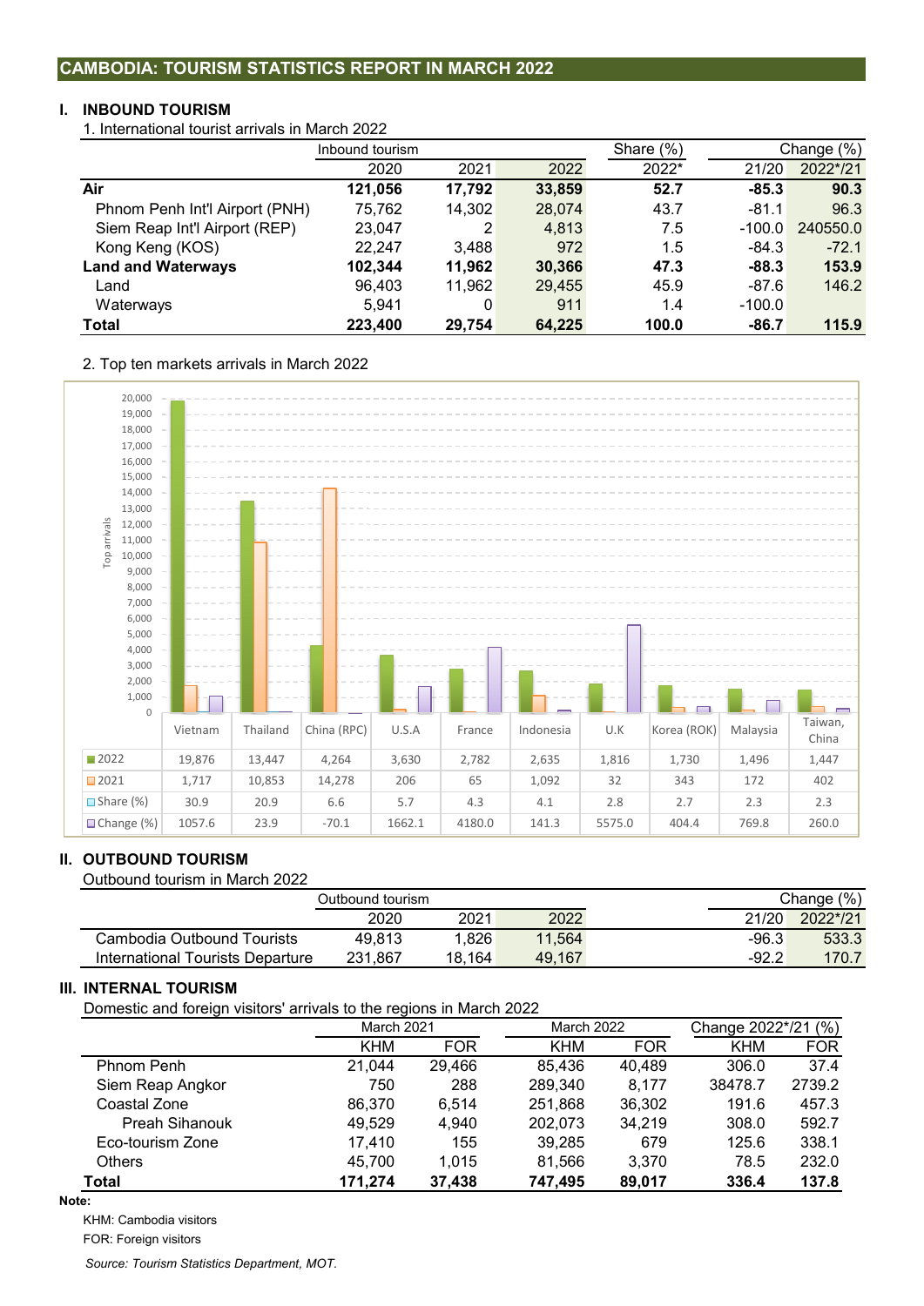## CAMBODIA: TOURISM STATISTICS REPORT IN MARCH 2022

### I. INBOUND TOURISM

1. International tourist arrivals in March 2022

| | Inbound tourism | | | Share (%) | Change (%) | |
|---|---|---|---|---|---|---|
| | 2020 | 2021 | 2022 | 2022* | 21/20 | 2022*/21 |
| **Air** | **121,056** | **17,792** | **33,859** | **52.7** | **-85.3** | **90.3** |
| Phnom Penh Int'l Airport (PNH) | 75,762 | 14,302 | 28,074 | 43.7 | -81.1 | 96.3 |
| Siem Reap Int'l Airport (REP) | 23,047 | 2 | 4,813 | 7.5 | -100.0 | 240550.0 |
| Kong Keng (KOS) | 22,247 | 3,488 | 972 | 1.5 | -84.3 | -72.1 |
| **Land and Waterways** | **102,344** | **11,962** | **30,366** | **47.3** | **-88.3** | **153.9** |
| Land | 96,403 | 11,962 | 29,455 | 45.9 | -87.6 | 146.2 |
| Waterways | 5,941 | 0 | 911 | 1.4 | -100.0 | |
| **Total** | **223,400** | **29,754** | **64,225** | **100.0** | **-86.7** | **115.9** |

2. Top ten markets arrivals in March 2022

| | Vietnam | Thailand | China (RPC) | U.S.A | France | Indonesia | U.K | Korea (ROK) | Malaysia | Taiwan, China |
|---|---|---|---|---|---|---|---|---|---|---|
| 2022 | 19,876 | 13,447 | 4,264 | 3,630 | 2,782 | 2,635 | 1,816 | 1,730 | 1,496 | 1,447 |
| 2021 | 1,717 | 10,853 | 14,278 | 206 | 65 | 1,092 | 32 | 343 | 172 | 402 |
| Share (%) | 30.9 | 20.9 | 6.6 | 5.7 | 4.3 | 4.1 | 2.8 | 2.7 | 2.3 | 2.3 |
| Change (%) | 1057.6 | 23.9 | -70.1 | 1662.1 | 4180.0 | 141.3 | 5575.0 | 404.4 | 769.8 | 260.0 |

### II. OUTBOUND TOURISM

Outbound tourism in March 2022

| | Outbound tourism | | | Change (%) | |
|---|---|---|---|---|---|
| | 2020 | 2021 | 2022 | 21/20 | 2022*/21 |
| Cambodia Outbound Tourists | 49,813 | 1,826 | 11,564 | -96.3 | 533.3 |
| International Tourists Departure | 231,867 | 18,164 | 49,167 | -92.2 | 170.7 |

### III. INTERNAL TOURISM

Domestic and foreign visitors' arrivals to the regions in March 2022

| | March 2021 | | March 2022 | | Change 2022*/21 (%) | |
|---|---|---|---|---|---|---|
| | KHM | FOR | KHM | FOR | KHM | FOR |
| Phnom Penh | 21,044 | 29,466 | 85,436 | 40,489 | 306.0 | 37.4 |
| Siem Reap Angkor | 750 | 288 | 289,340 | 8,177 | 38478.7 | 2739.2 |
| Coastal Zone | 86,370 | 6,514 | 251,868 | 36,302 | 191.6 | 457.3 |
| Preah Sihanouk | 49,529 | 4,940 | 202,073 | 34,219 | 308.0 | 592.7 |
| Eco-tourism Zone | 17,410 | 155 | 39,285 | 679 | 125.6 | 338.1 |
| Others | 45,700 | 1,015 | 81,566 | 3,370 | 78.5 | 232.0 |
| **Total** | **171,274** | **37,438** | **747,495** | **89,017** | **336.4** | **137.8** |

**Note:**

KHM: Cambodia visitors

FOR: Foreign visitors

*Source: Tourism Statistics Department, MOT.*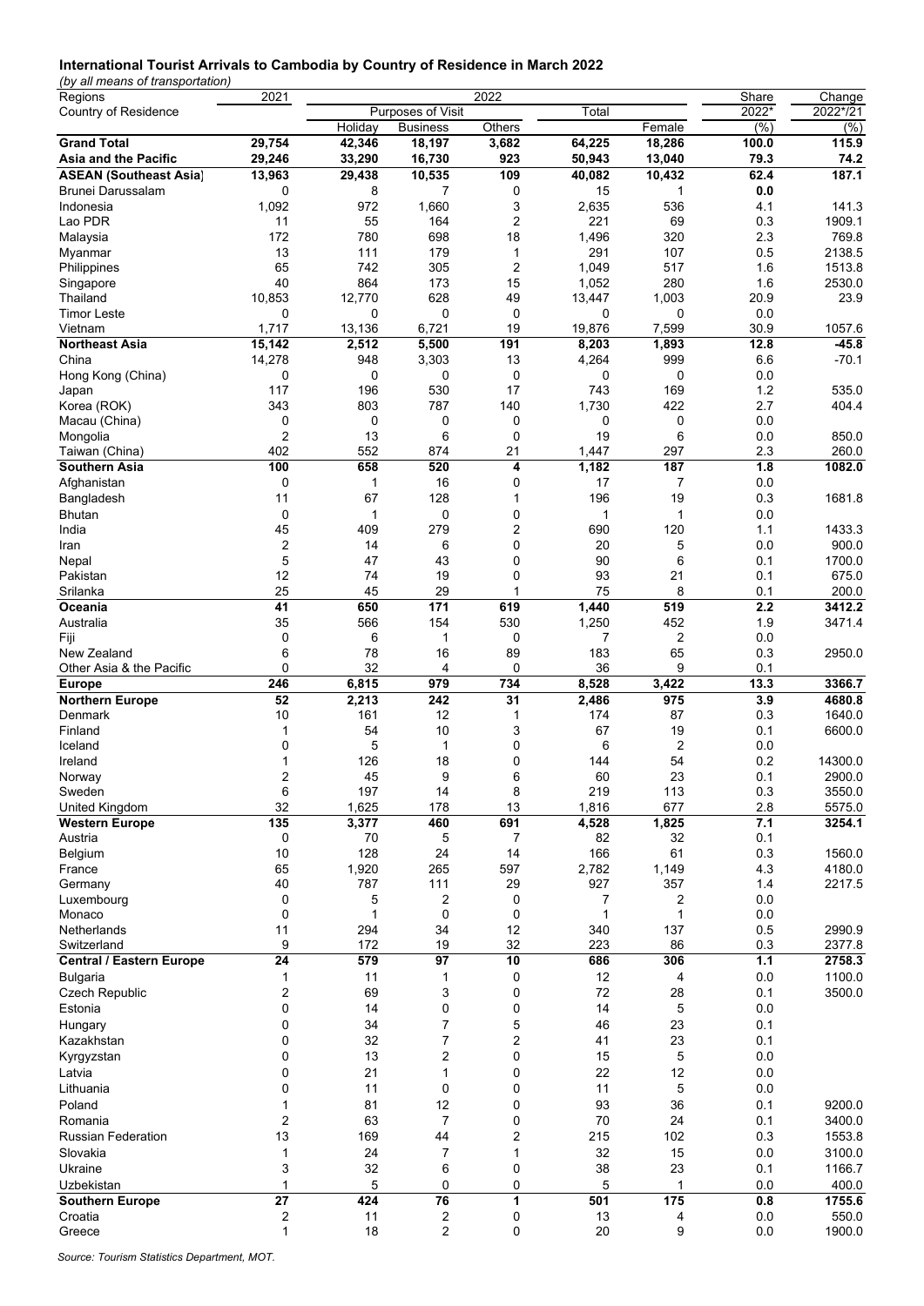# International Tourist Arrivals to Cambodia by Country of Residence in March 2022

*(by all means of transportation)*

| Regions | 2021 | 2022 | | | | | Share | Change |
|---|---|---|---|---|---|---|---|---|
| Country of Residence | | Purposes of Visit | | | Total | | 2022* | 2022*/21 |
| | | Holiday | Business | Others | | Female | (%) | (%) |
| **Grand Total** | **29,754** | **42,346** | **18,197** | **3,682** | **64,225** | **18,286** | **100.0** | **115.9** |
| **Asia and the Pacific** | **29,246** | **33,290** | **16,730** | **923** | **50,943** | **13,040** | **79.3** | **74.2** |
| **ASEAN (Southeast Asia)** | **13,963** | **29,438** | **10,535** | **109** | **40,082** | **10,432** | **62.4** | **187.1** |
| Brunei Darussalam | 0 | 8 | 7 | 0 | 15 | 1 | 0.0 | |
| Indonesia | 1,092 | 972 | 1,660 | 3 | 2,635 | 536 | 4.1 | 141.3 |
| Lao PDR | 11 | 55 | 164 | 2 | 221 | 69 | 0.3 | 1909.1 |
| Malaysia | 172 | 780 | 698 | 18 | 1,496 | 320 | 2.3 | 769.8 |
| Myanmar | 13 | 111 | 179 | 1 | 291 | 107 | 0.5 | 2138.5 |
| Philippines | 65 | 742 | 305 | 2 | 1,049 | 517 | 1.6 | 1513.8 |
| Singapore | 40 | 864 | 173 | 15 | 1,052 | 280 | 1.6 | 2530.0 |
| Thailand | 10,853 | 12,770 | 628 | 49 | 13,447 | 1,003 | 20.9 | 23.9 |
| Timor Leste | 0 | 0 | 0 | 0 | 0 | 0 | 0.0 | |
| Vietnam | 1,717 | 13,136 | 6,721 | 19 | 19,876 | 7,599 | 30.9 | 1057.6 |
| **Northeast Asia** | **15,142** | **2,512** | **5,500** | **191** | **8,203** | **1,893** | **12.8** | **-45.8** |
| China | 14,278 | 948 | 3,303 | 13 | 4,264 | 999 | 6.6 | -70.1 |
| Hong Kong (China) | 0 | 0 | 0 | 0 | 0 | 0 | 0.0 | |
| Japan | 117 | 196 | 530 | 17 | 743 | 169 | 1.2 | 535.0 |
| Korea (ROK) | 343 | 803 | 787 | 140 | 1,730 | 422 | 2.7 | 404.4 |
| Macau (China) | 0 | 0 | 0 | 0 | 0 | 0 | 0.0 | |
| Mongolia | 2 | 13 | 6 | 0 | 19 | 6 | 0.0 | 850.0 |
| Taiwan (China) | 402 | 552 | 874 | 21 | 1,447 | 297 | 2.3 | 260.0 |
| **Southern Asia** | **100** | **658** | **520** | **4** | **1,182** | **187** | **1.8** | **1082.0** |
| Afghanistan | 0 | 1 | 16 | 0 | 17 | 7 | 0.0 | |
| Bangladesh | 11 | 67 | 128 | 1 | 196 | 19 | 0.3 | 1681.8 |
| Bhutan | 0 | 1 | 0 | 0 | 1 | 1 | 0.0 | |
| India | 45 | 409 | 279 | 2 | 690 | 120 | 1.1 | 1433.3 |
| Iran | 2 | 14 | 6 | 0 | 20 | 5 | 0.0 | 900.0 |
| Nepal | 5 | 47 | 43 | 0 | 90 | 6 | 0.1 | 1700.0 |
| Pakistan | 12 | 74 | 19 | 0 | 93 | 21 | 0.1 | 675.0 |
| Srilanka | 25 | 45 | 29 | 1 | 75 | 8 | 0.1 | 200.0 |
| **Oceania** | **41** | **650** | **171** | **619** | **1,440** | **519** | **2.2** | **3412.2** |
| Australia | 35 | 566 | 154 | 530 | 1,250 | 452 | 1.9 | 3471.4 |
| Fiji | 0 | 6 | 1 | 0 | 7 | 2 | 0.0 | |
| New Zealand | 6 | 78 | 16 | 89 | 183 | 65 | 0.3 | 2950.0 |
| Other Asia & the Pacific | 0 | 32 | 4 | 0 | 36 | 9 | 0.1 | |
| **Europe** | **246** | **6,815** | **979** | **734** | **8,528** | **3,422** | **13.3** | **3366.7** |
| **Northern Europe** | **52** | **2,213** | **242** | **31** | **2,486** | **975** | **3.9** | **4680.8** |
| Denmark | 10 | 161 | 12 | 1 | 174 | 87 | 0.3 | 1640.0 |
| Finland | 1 | 54 | 10 | 3 | 67 | 19 | 0.1 | 6600.0 |
| Iceland | 0 | 5 | 1 | 0 | 6 | 2 | 0.0 | |
| Ireland | 1 | 126 | 18 | 0 | 144 | 54 | 0.2 | 14300.0 |
| Norway | 2 | 45 | 9 | 6 | 60 | 23 | 0.1 | 2900.0 |
| Sweden | 6 | 197 | 14 | 8 | 219 | 113 | 0.3 | 3550.0 |
| United Kingdom | 32 | 1,625 | 178 | 13 | 1,816 | 677 | 2.8 | 5575.0 |
| **Western Europe** | **135** | **3,377** | **460** | **691** | **4,528** | **1,825** | **7.1** | **3254.1** |
| Austria | 0 | 70 | 5 | 7 | 82 | 32 | 0.1 | |
| Belgium | 10 | 128 | 24 | 14 | 166 | 61 | 0.3 | 1560.0 |
| France | 65 | 1,920 | 265 | 597 | 2,782 | 1,149 | 4.3 | 4180.0 |
| Germany | 40 | 787 | 111 | 29 | 927 | 357 | 1.4 | 2217.5 |
| Luxembourg | 0 | 5 | 2 | 0 | 7 | 2 | 0.0 | |
| Monaco | 0 | 1 | 0 | 0 | 1 | 1 | 0.0 | |
| Netherlands | 11 | 294 | 34 | 12 | 340 | 137 | 0.5 | 2990.9 |
| Switzerland | 9 | 172 | 19 | 32 | 223 | 86 | 0.3 | 2377.8 |
| **Central / Eastern Europe** | **24** | **579** | **97** | **10** | **686** | **306** | **1.1** | **2758.3** |
| Bulgaria | 1 | 11 | 1 | 0 | 12 | 4 | 0.0 | 1100.0 |
| Czech Republic | 2 | 69 | 3 | 0 | 72 | 28 | 0.1 | 3500.0 |
| Estonia | 0 | 14 | 0 | 0 | 14 | 5 | 0.0 | |
| Hungary | 0 | 34 | 7 | 5 | 46 | 23 | 0.1 | |
| Kazakhstan | 0 | 32 | 7 | 2 | 41 | 23 | 0.1 | |
| Kyrgyzstan | 0 | 13 | 2 | 0 | 15 | 5 | 0.0 | |
| Latvia | 0 | 21 | 1 | 0 | 22 | 12 | 0.0 | |
| Lithuania | 0 | 11 | 0 | 0 | 11 | 5 | 0.0 | |
| Poland | 1 | 81 | 12 | 0 | 93 | 36 | 0.1 | 9200.0 |
| Romania | 2 | 63 | 7 | 0 | 70 | 24 | 0.1 | 3400.0 |
| Russian Federation | 13 | 169 | 44 | 2 | 215 | 102 | 0.3 | 1553.8 |
| Slovakia | 1 | 24 | 7 | 1 | 32 | 15 | 0.0 | 3100.0 |
| Ukraine | 3 | 32 | 6 | 0 | 38 | 23 | 0.1 | 1166.7 |
| Uzbekistan | 1 | 5 | 0 | 0 | 5 | 1 | 0.0 | 400.0 |
| **Southern Europe** | **27** | **424** | **76** | **1** | **501** | **175** | **0.8** | **1755.6** |
| Croatia | 2 | 11 | 2 | 0 | 13 | 4 | 0.0 | 550.0 |
| Greece | 1 | 18 | 2 | 0 | 20 | 9 | 0.0 | 1900.0 |

*Source: Tourism Statistics Department, MOT.*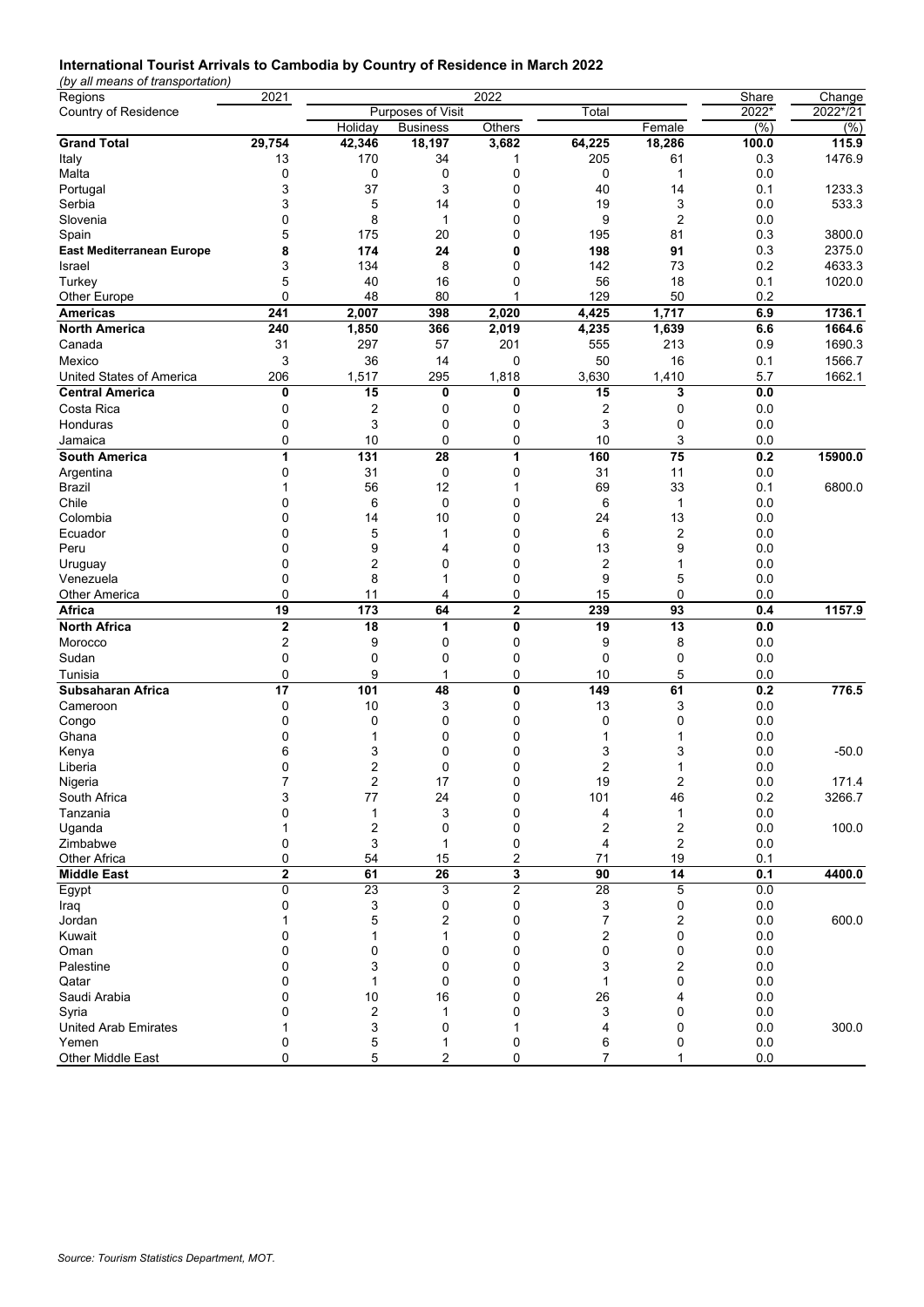## International Tourist Arrivals to Cambodia by Country of Residence in March 2022

*(by all means of transportation)*

| Regions | 2021 | 2022 | | | | | Share | Change |
|---|---|---|---|---|---|---|---|---|
| Country of Residence | | Purposes of Visit | | | Total | | 2022* | 2022*/21 |
| | | Holiday | Business | Others | | Female | (%) | (%) |
| **Grand Total** | **29,754** | **42,346** | **18,197** | **3,682** | **64,225** | **18,286** | **100.0** | **115.9** |
| Italy | 13 | 170 | 34 | 1 | 205 | 61 | 0.3 | 1476.9 |
| Malta | 0 | 0 | 0 | 0 | 0 | 1 | 0.0 | |
| Portugal | 3 | 37 | 3 | 0 | 40 | 14 | 0.1 | 1233.3 |
| Serbia | 3 | 5 | 14 | 0 | 19 | 3 | 0.0 | 533.3 |
| Slovenia | 0 | 8 | 1 | 0 | 9 | 2 | 0.0 | |
| Spain | 5 | 175 | 20 | 0 | 195 | 81 | 0.3 | 3800.0 |
| **East Mediterranean Europe** | **8** | **174** | **24** | **0** | **198** | **91** | 0.3 | 2375.0 |
| Israel | 3 | 134 | 8 | 0 | 142 | 73 | 0.2 | 4633.3 |
| Turkey | 5 | 40 | 16 | 0 | 56 | 18 | 0.1 | 1020.0 |
| Other Europe | 0 | 48 | 80 | 1 | 129 | 50 | 0.2 | |
| **Americas** | **241** | **2,007** | **398** | **2,020** | **4,425** | **1,717** | **6.9** | **1736.1** |
| **North America** | **240** | **1,850** | **366** | **2,019** | **4,235** | **1,639** | **6.6** | **1664.6** |
| Canada | 31 | 297 | 57 | 201 | 555 | 213 | 0.9 | 1690.3 |
| Mexico | 3 | 36 | 14 | 0 | 50 | 16 | 0.1 | 1566.7 |
| United States of America | 206 | 1,517 | 295 | 1,818 | 3,630 | 1,410 | 5.7 | 1662.1 |
| **Central America** | **0** | **15** | **0** | **0** | **15** | **3** | **0.0** | |
| Costa Rica | 0 | 2 | 0 | 0 | 2 | 0 | 0.0 | |
| Honduras | 0 | 3 | 0 | 0 | 3 | 0 | 0.0 | |
| Jamaica | 0 | 10 | 0 | 0 | 10 | 3 | 0.0 | |
| **South America** | **1** | **131** | **28** | **1** | **160** | **75** | **0.2** | **15900.0** |
| Argentina | 0 | 31 | 0 | 0 | 31 | 11 | 0.0 | |
| Brazil | 1 | 56 | 12 | 1 | 69 | 33 | 0.1 | 6800.0 |
| Chile | 0 | 6 | 0 | 0 | 6 | 1 | 0.0 | |
| Colombia | 0 | 14 | 10 | 0 | 24 | 13 | 0.0 | |
| Ecuador | 0 | 5 | 1 | 0 | 6 | 2 | 0.0 | |
| Peru | 0 | 9 | 4 | 0 | 13 | 9 | 0.0 | |
| Uruguay | 0 | 2 | 0 | 0 | 2 | 1 | 0.0 | |
| Venezuela | 0 | 8 | 1 | 0 | 9 | 5 | 0.0 | |
| Other America | 0 | 11 | 4 | 0 | 15 | 0 | 0.0 | |
| **Africa** | **19** | **173** | **64** | **2** | **239** | **93** | **0.4** | **1157.9** |
| **North Africa** | **2** | **18** | **1** | **0** | **19** | **13** | **0.0** | |
| Morocco | 2 | 9 | 0 | 0 | 9 | 8 | 0.0 | |
| Sudan | 0 | 0 | 0 | 0 | 0 | 0 | 0.0 | |
| Tunisia | 0 | 9 | 1 | 0 | 10 | 5 | 0.0 | |
| **Subsaharan Africa** | **17** | **101** | **48** | **0** | **149** | **61** | **0.2** | **776.5** |
| Cameroon | 0 | 10 | 3 | 0 | 13 | 3 | 0.0 | |
| Congo | 0 | 0 | 0 | 0 | 0 | 0 | 0.0 | |
| Ghana | 0 | 1 | 0 | 0 | 1 | 1 | 0.0 | |
| Kenya | 6 | 3 | 0 | 0 | 3 | 3 | 0.0 | -50.0 |
| Liberia | 0 | 2 | 0 | 0 | 2 | 1 | 0.0 | |
| Nigeria | 7 | 2 | 17 | 0 | 19 | 2 | 0.0 | 171.4 |
| South Africa | 3 | 77 | 24 | 0 | 101 | 46 | 0.2 | 3266.7 |
| Tanzania | 0 | 1 | 3 | 0 | 4 | 1 | 0.0 | |
| Uganda | 1 | 2 | 0 | 0 | 2 | 2 | 0.0 | 100.0 |
| Zimbabwe | 0 | 3 | 1 | 0 | 4 | 2 | 0.0 | |
| Other Africa | 0 | 54 | 15 | 2 | 71 | 19 | 0.1 | |
| **Middle East** | **2** | **61** | **26** | **3** | **90** | **14** | **0.1** | **4400.0** |
| Egypt | 0 | 23 | 3 | 2 | 28 | 5 | 0.0 | |
| Iraq | 0 | 3 | 0 | 0 | 3 | 0 | 0.0 | |
| Jordan | 1 | 5 | 2 | 0 | 7 | 2 | 0.0 | 600.0 |
| Kuwait | 0 | 1 | 1 | 0 | 2 | 0 | 0.0 | |
| Oman | 0 | 0 | 0 | 0 | 0 | 0 | 0.0 | |
| Palestine | 0 | 3 | 0 | 0 | 3 | 2 | 0.0 | |
| Qatar | 0 | 1 | 0 | 0 | 1 | 0 | 0.0 | |
| Saudi Arabia | 0 | 10 | 16 | 0 | 26 | 4 | 0.0 | |
| Syria | 0 | 2 | 1 | 0 | 3 | 0 | 0.0 | |
| United Arab Emirates | 1 | 3 | 0 | 1 | 4 | 0 | 0.0 | 300.0 |
| Yemen | 0 | 5 | 1 | 0 | 6 | 0 | 0.0 | |
| Other Middle East | 0 | 5 | 2 | 0 | 7 | 1 | 0.0 | |

*Source: Tourism Statistics Department, MOT.*